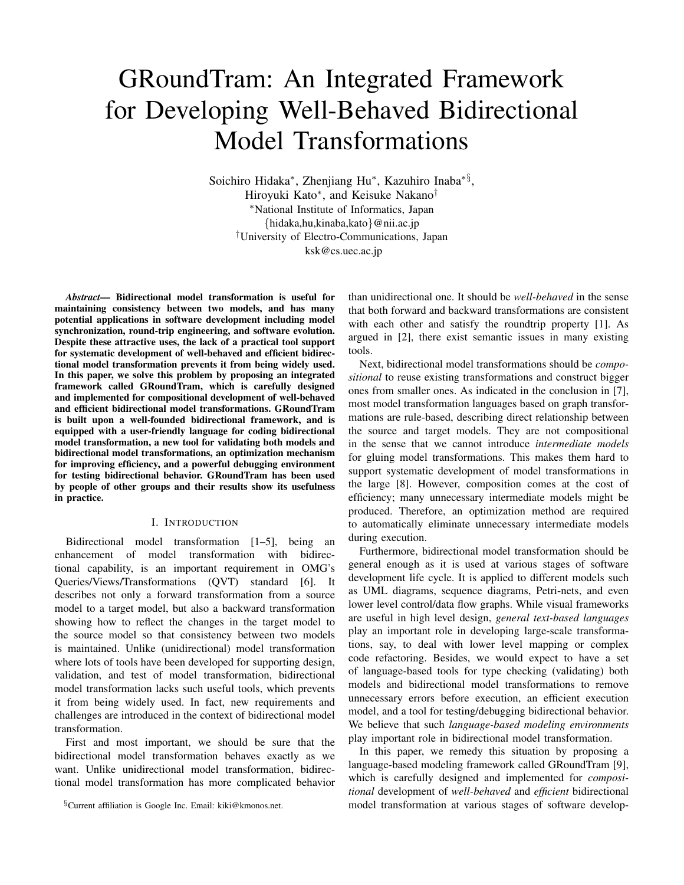# GRoundTram: An Integrated Framework for Developing Well-Behaved Bidirectional Model Transformations

Soichiro Hidaka[*], Zhenjiang Hu[*], Kazuhiro Inaba[*§], Hiroyuki Kato[*], and Keisuke Nakano[†]

[*]National Institute of Informatics, Japan
{hidaka,hu,kinaba,kato}@nii.ac.jp
[†]University of Electro-Communications, Japan
ksk@cs.uec.ac.jp

***Abstract*— Bidirectional model transformation is useful for maintaining consistency between two models, and has many potential applications in software development including model synchronization, round-trip engineering, and software evolution. Despite these attractive uses, the lack of a practical tool support for systematic development of well-behaved and efficient bidirectional model transformation prevents it from being widely used. In this paper, we solve this problem by proposing an integrated framework called GRoundTram, which is carefully designed and implemented for compositional development of well-behaved and efficient bidirectional model transformations. GRoundTram is built upon a well-founded bidirectional framework, and is equipped with a user-friendly language for coding bidirectional model transformation, a new tool for validating both models and bidirectional model transformations, an optimization mechanism for improving efficiency, and a powerful debugging environment for testing bidirectional behavior. GRoundTram has been used by people of other groups and their results show its usefulness in practice.**

## I. Introduction

Bidirectional model transformation [1–5], being an enhancement of model transformation with bidirectional capability, is an important requirement in OMG's Queries/Views/Transformations (QVT) standard [6]. It describes not only a forward transformation from a source model to a target model, but also a backward transformation showing how to reflect the changes in the target model to the source model so that consistency between two models is maintained. Unlike (unidirectional) model transformation where lots of tools have been developed for supporting design, validation, and test of model transformation, bidirectional model transformation lacks such useful tools, which prevents it from being widely used. In fact, new requirements and challenges are introduced in the context of bidirectional model transformation.

First and most important, we should be sure that the bidirectional model transformation behaves exactly as we want. Unlike unidirectional model transformation, bidirectional model transformation has more complicated behavior than unidirectional one. It should be *well-behaved* in the sense that both forward and backward transformations are consistent with each other and satisfy the roundtrip property [1]. As argued in [2], there exist semantic issues in many existing tools.

Next, bidirectional model transformations should be *compositional* to reuse existing transformations and construct bigger ones from smaller ones. As indicated in the conclusion in [7], most model transformation languages based on graph transformations are rule-based, describing direct relationship between the source and target models. They are not compositional in the sense that we cannot introduce *intermediate models* for gluing model transformations. This makes them hard to support systematic development of model transformations in the large [8]. However, composition comes at the cost of efficiency; many unnecessary intermediate models might be produced. Therefore, an optimization method are required to automatically eliminate unnecessary intermediate models during execution.

Furthermore, bidirectional model transformation should be general enough as it is used at various stages of software development life cycle. It is applied to different models such as UML diagrams, sequence diagrams, Petri-nets, and even lower level control/data flow graphs. While visual frameworks are useful in high level design, *general text-based languages* play an important role in developing large-scale transformations, say, to deal with lower level mapping or complex code refactoring. Besides, we would expect to have a set of language-based tools for type checking (validating) both models and bidirectional model transformations to remove unnecessary errors before execution, an efficient execution model, and a tool for testing/debugging bidirectional behavior. We believe that such *language-based modeling environments* play important role in bidirectional model transformation.

In this paper, we remedy this situation by proposing a language-based modeling framework called GRoundTram [9], which is carefully designed and implemented for *compositional* development of *well-behaved* and *efficient* bidirectional model transformation at various stages of software develop-

[§]Current affiliation is Google Inc. Email: kiki@kmonos.net.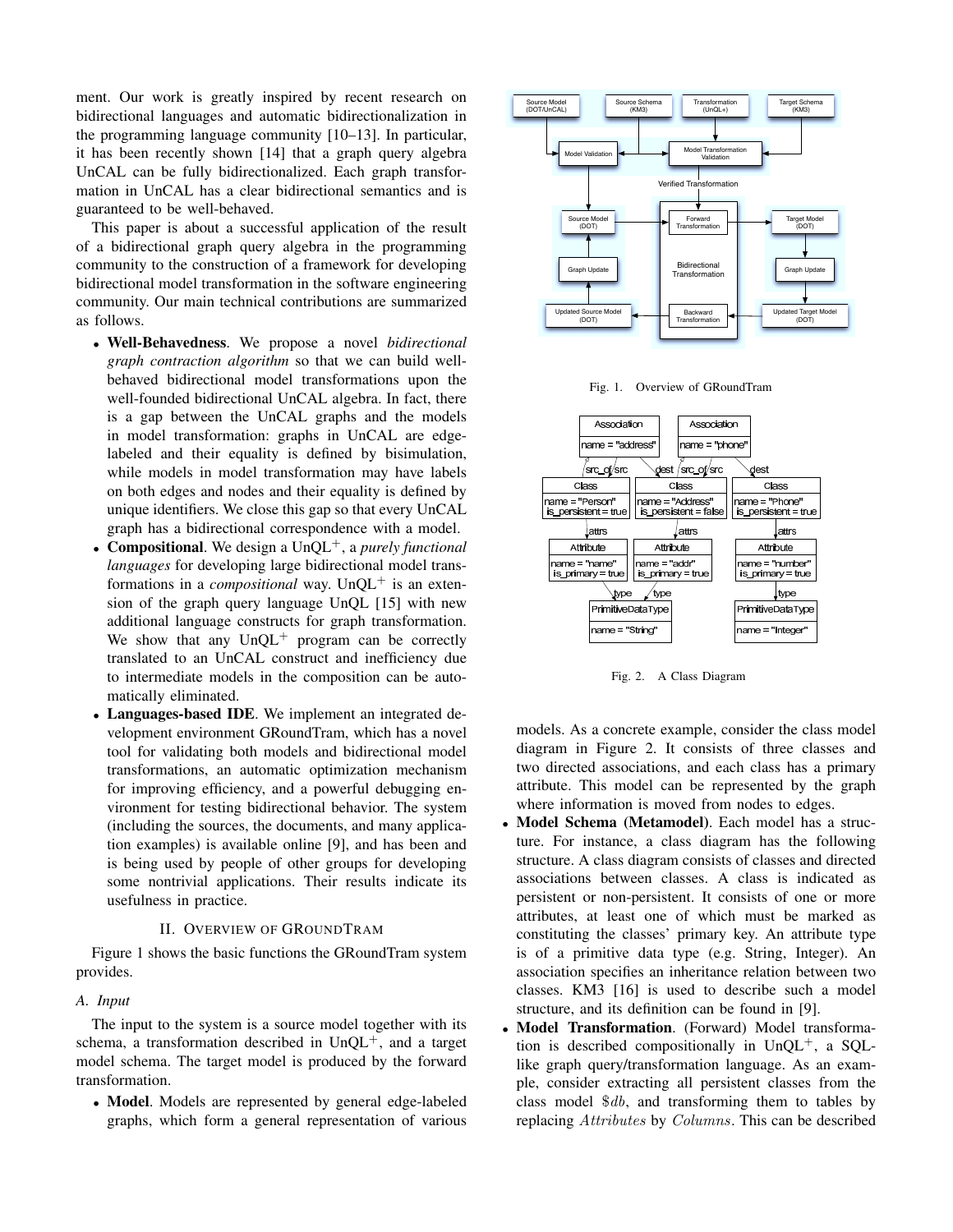ment. Our work is greatly inspired by recent research on bidirectional languages and automatic bidirectionalization in the programming language community [10–13]. In particular, it has been recently shown [14] that a graph query algebra UnCAL can be fully bidirectionalized. Each graph transformation in UnCAL has a clear bidirectional semantics and is guaranteed to be well-behaved.

This paper is about a successful application of the result of a bidirectional graph query algebra in the programming community to the construction of a framework for developing bidirectional model transformation in the software engineering community. Our main technical contributions are summarized as follows.

- **Well-Behavedness**. We propose a novel *bidirectional graph contraction algorithm* so that we can build well-behaved bidirectional model transformations upon the well-founded bidirectional UnCAL algebra. In fact, there is a gap between the UnCAL graphs and the models in model transformation: graphs in UnCAL are edge-labeled and their equality is defined by bisimulation, while models in model transformation may have labels on both edges and nodes and their equality is defined by unique identifiers. We close this gap so that every UnCAL graph has a bidirectional correspondence with a model.
- **Compositional**. We design a UnQL$^+$, a *purely functional languages* for developing large bidirectional model transformations in a *compositional* way. UnQL$^+$ is an extension of the graph query language UnQL [15] with new additional language constructs for graph transformation. We show that any UnQL$^+$ program can be correctly translated to an UnCAL construct and inefficiency due to intermediate models in the composition can be automatically eliminated.
- **Languages-based IDE**. We implement an integrated development environment GRoundTram, which has a novel tool for validating both models and bidirectional model transformations, an automatic optimization mechanism for improving efficiency, and a powerful debugging environment for testing bidirectional behavior. The system (including the sources, the documents, and many application examples) is available online [9], and has been and is being used by people of other groups for developing some nontrivial applications. Their results indicate its usefulness in practice.

## II. Overview of GRoundTram

Figure 1 shows the basic functions the GRoundTram system provides.

### A. Input

The input to the system is a source model together with its schema, a transformation described in UnQL$^+$, and a target model schema. The target model is produced by the forward transformation.

- **Model**. Models are represented by general edge-labeled graphs, which form a general representation of various models. As a concrete example, consider the class model diagram in Figure 2. It consists of three classes and two directed associations, and each class has a primary attribute. This model can be represented by the graph where information is moved from nodes to edges.
- **Model Schema (Metamodel)**. Each model has a structure. For instance, a class diagram has the following structure. A class diagram consists of classes and directed associations between classes. A class is indicated as persistent or non-persistent. It consists of one or more attributes, at least one of which must be marked as constituting the classes' primary key. An attribute type is of a primitive data type (e.g. String, Integer). An association specifies an inheritance relation between two classes. KM3 [16] is used to describe such a model structure, and its definition can be found in [9].
- **Model Transformation**. (Forward) Model transformation is described compositionally in UnQL$^+$, a SQL-like graph query/transformation language. As an example, consider extracting all persistent classes from the class model $\$db$, and transforming them to tables by replacing $Attributes$ by $Columns$. This can be described

Fig. 1. Overview of GRoundTram

Fig. 2. A Class Diagram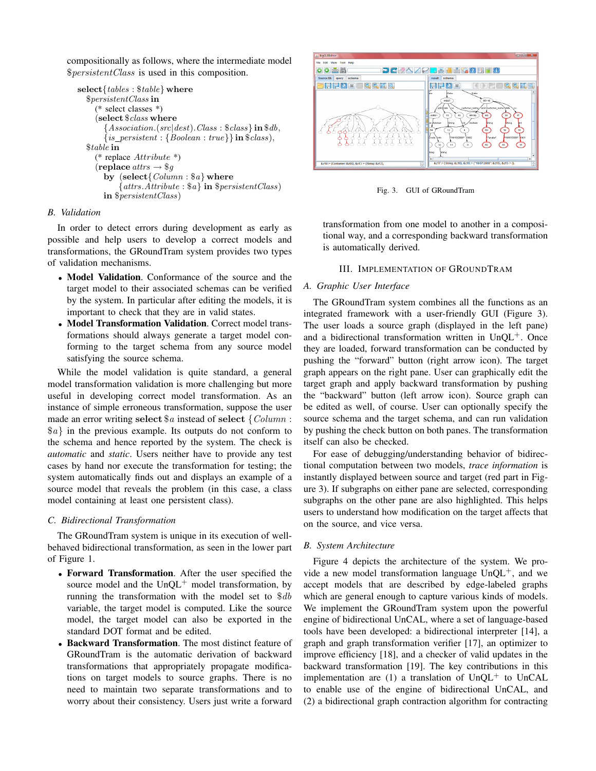compositionally as follows, where the intermediate model $\$persistentClass$ is used in this composition.

$$
\begin{array}{l}
\textbf{select}\{tables : \$table\}\ \textbf{where} \\
\quad \$persistentClass\ \textbf{in} \\
\qquad (\text{* select classes *}) \\
\qquad (\textbf{select}\ \$class\ \textbf{where} \\
\qquad\quad \{Association.(src|dest).Class : \$class\}\ \textbf{in}\ \$db, \\
\qquad\quad \{is\_persistent : \{Boolean : true\}\}\ \textbf{in}\ \$class), \\
\quad \$table\ \textbf{in} \\
\qquad (\text{* replace } Attribute \text{ *}) \\
\qquad (\textbf{replace}\ attrs \rightarrow \$g \\
\qquad\quad \textbf{by}\ \ (\textbf{select}\{Column : \$a\}\ \textbf{where} \\
\qquad\qquad \{attrs.Attribute : \$a\}\ \textbf{in}\ \$persistentClass) \\
\qquad\quad \textbf{in}\ \$persistentClass)
\end{array}
$$

### B. Validation

In order to detect errors during development as early as possible and help users to develop a correct models and transformations, the GRoundTram system provides two types of validation mechanisms.

- **Model Validation**. Conformance of the source and the target model to their associated schemas can be verified by the system. In particular after editing the models, it is important to check that they are in valid states.
- **Model Transformation Validation**. Correct model transformations should always generate a target model conforming to the target schema from any source model satisfying the source schema.

While the model validation is quite standard, a general model transformation validation is more challenging but more useful in developing correct model transformation. As an instance of simple erroneous transformation, suppose the user made an error writing **select** $\$a$ instead of **select** $\{Column : \$a\}$ in the previous example. Its outputs do not conform to the schema and hence reported by the system. The check is *automatic* and *static*. Users neither have to provide any test cases by hand nor execute the transformation for testing; the system automatically finds out and displays an example of a source model that reveals the problem (in this case, a class model containing at least one persistent class).

### C. Bidirectional Transformation

The GRoundTram system is unique in its execution of well-behaved bidirectional transformation, as seen in the lower part of Figure 1.

- **Forward Transformation**. After the user specified the source model and the UnQL$^+$ model transformation, by running the transformation with the model set to $\$db$ variable, the target model is computed. Like the source model, the target model can also be exported in the standard DOT format and be edited.
- **Backward Transformation**. The most distinct feature of GRoundTram is the automatic derivation of backward transformations that appropriately propagate modifications on target models to source graphs. There is no need to maintain two separate transformations and to worry about their consistency. Users just write a forward transformation from one model to another in a compositional way, and a corresponding backward transformation is automatically derived.

Fig. 3. GUI of GRoundTram

## III. Implementation of GRoundTram

### A. Graphic User Interface

The GRoundTram system combines all the functions as an integrated framework with a user-friendly GUI (Figure 3). The user loads a source graph (displayed in the left pane) and a bidirectional transformation written in UnQL$^+$. Once they are loaded, forward transformation can be conducted by pushing the "forward" button (right arrow icon). The target graph appears on the right pane. User can graphically edit the target graph and apply backward transformation by pushing the "backward" button (left arrow icon). Source graph can be edited as well, of course. User can optionally specify the source schema and the target schema, and can run validation by pushing the check button on both panes. The transformation itself can also be checked.

For ease of debugging/understanding behavior of bidirectional computation between two models, *trace information* is instantly displayed between source and target (red part in Figure 3). If subgraphs on either pane are selected, corresponding subgraphs on the other pane are also highlighted. This helps users to understand how modification on the target affects that on the source, and vice versa.

### B. System Architecture

Figure 4 depicts the architecture of the system. We provide a new model transformation language UnQL$^+$, and we accept models that are described by edge-labeled graphs which are general enough to capture various kinds of models. We implement the GRoundTram system upon the powerful engine of bidirectional UnCAL, where a set of language-based tools have been developed: a bidirectional interpreter [14], a graph and graph transformation verifier [17], an optimizer to improve efficiency [18], and a checker of valid updates in the backward transformation [19]. The key contributions in this implementation are (1) a translation of UnQL$^+$ to UnCAL to enable use of the engine of bidirectional UnCAL, and (2) a bidirectional graph contraction algorithm for contracting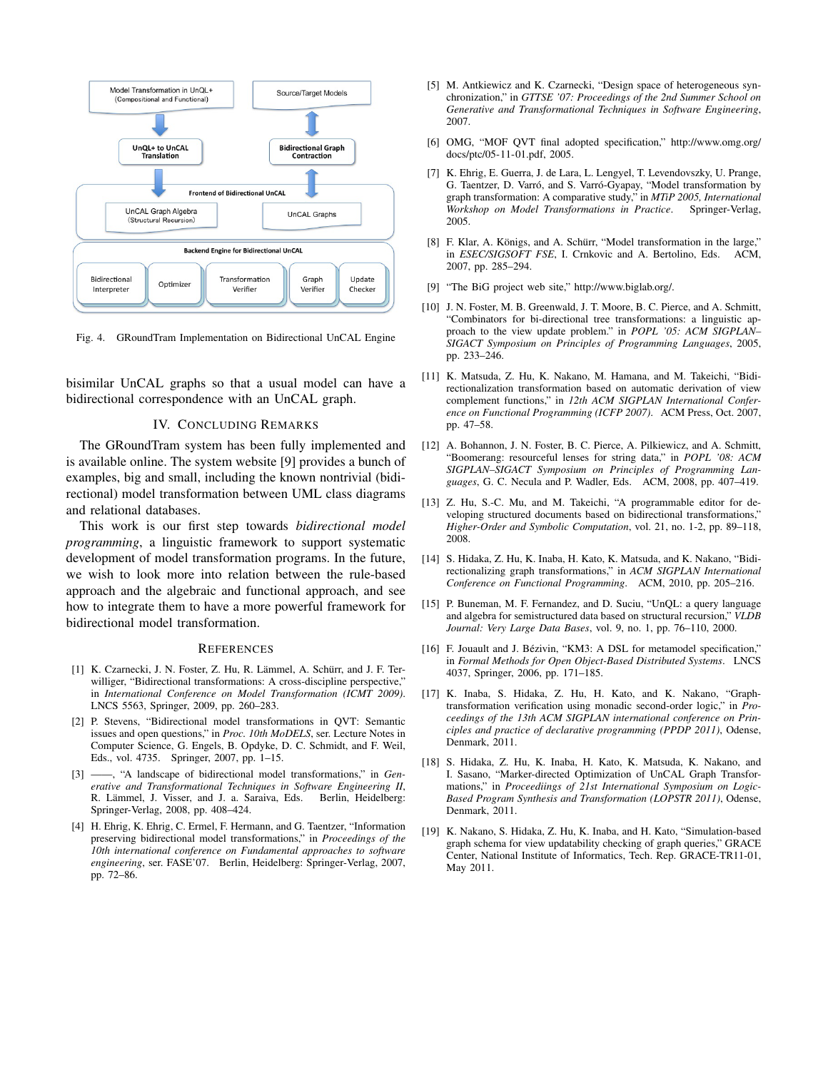Model Transformation in UnQL+
(Compositional and Functional)

Source/Target Models

UnQL+ to UnCAL
Translation

Bidirectional Graph
Contraction

Frontend of Bidirectional UnCAL

UnCAL Graph Algebra
(Structural Recursion)

UnCAL Graphs

Backend Engine for Bidirectional UnCAL

Bidirectional
Interpreter

Optimizer

Transformation
Verifier

Graph
Verifier

Update
Checker

Fig. 4. GRoundTram Implementation on Bidirectional UnCAL Engine

bisimilar UnCAL graphs so that a usual model can have a bidirectional correspondence with an UnCAL graph.

## IV. Concluding Remarks

The GRoundTram system has been fully implemented and is available online. The system website [9] provides a bunch of examples, big and small, including the known nontrivial (bidirectional) model transformation between UML class diagrams and relational databases.

This work is our first step towards *bidirectional model programming*, a linguistic framework to support systematic development of model transformation programs. In the future, we wish to look more into relation between the rule-based approach and the algebraic and functional approach, and see how to integrate them to have a more powerful framework for bidirectional model transformation.

## References

[1] K. Czarnecki, J. N. Foster, Z. Hu, R. Lämmel, A. Schürr, and J. F. Terwilliger, "Bidirectional transformations: A cross-discipline perspective," in *International Conference on Model Transformation (ICMT 2009)*. LNCS 5563, Springer, 2009, pp. 260–283.

[2] P. Stevens, "Bidirectional model transformations in QVT: Semantic issues and open questions," in *Proc. 10th MoDELS*, ser. Lecture Notes in Computer Science, G. Engels, B. Opdyke, D. C. Schmidt, and F. Weil, Eds., vol. 4735. Springer, 2007, pp. 1–15.

[3] ——, "A landscape of bidirectional model transformations," in *Generative and Transformational Techniques in Software Engineering II*, R. Lämmel, J. Visser, and J. a. Saraiva, Eds. Berlin, Heidelberg: Springer-Verlag, 2008, pp. 408–424.

[4] H. Ehrig, K. Ehrig, C. Ermel, F. Hermann, and G. Taentzer, "Information preserving bidirectional model transformations," in *Proceedings of the 10th international conference on Fundamental approaches to software engineering*, ser. FASE'07. Berlin, Heidelberg: Springer-Verlag, 2007, pp. 72–86.

[5] M. Antkiewicz and K. Czarnecki, "Design space of heterogeneous synchronization," in *GTTSE '07: Proceedings of the 2nd Summer School on Generative and Transformational Techniques in Software Engineering*, 2007.

[6] OMG, "MOF QVT final adopted specification," http://www.omg.org/docs/ptc/05-11-01.pdf, 2005.

[7] K. Ehrig, E. Guerra, J. de Lara, L. Lengyel, T. Levendovszky, U. Prange, G. Taentzer, D. Varró, and S. Varró-Gyapay, "Model transformation by graph transformation: A comparative study," in *MTiP 2005, International Workshop on Model Transformations in Practice*. Springer-Verlag, 2005.

[8] F. Klar, A. Königs, and A. Schürr, "Model transformation in the large," in *ESEC/SIGSOFT FSE*, I. Crnkovic and A. Bertolino, Eds. ACM, 2007, pp. 285–294.

[9] "The BiG project web site," http://www.biglab.org/.

[10] J. N. Foster, M. B. Greenwald, J. T. Moore, B. C. Pierce, and A. Schmitt, "Combinators for bi-directional tree transformations: a linguistic approach to the view update problem." in *POPL '05: ACM SIGPLAN–SIGACT Symposium on Principles of Programming Languages*, 2005, pp. 233–246.

[11] K. Matsuda, Z. Hu, K. Nakano, M. Hamana, and M. Takeichi, "Bidirectionalization transformation based on automatic derivation of view complement functions," in *12th ACM SIGPLAN International Conference on Functional Programming (ICFP 2007)*. ACM Press, Oct. 2007, pp. 47–58.

[12] A. Bohannon, J. N. Foster, B. C. Pierce, A. Pilkiewicz, and A. Schmitt, "Boomerang: resourceful lenses for string data," in *POPL '08: ACM SIGPLAN–SIGACT Symposium on Principles of Programming Languages*, G. C. Necula and P. Wadler, Eds. ACM, 2008, pp. 407–419.

[13] Z. Hu, S.-C. Mu, and M. Takeichi, "A programmable editor for developing structured documents based on bidirectional transformations," *Higher-Order and Symbolic Computation*, vol. 21, no. 1-2, pp. 89–118, 2008.

[14] S. Hidaka, Z. Hu, K. Inaba, H. Kato, K. Matsuda, and K. Nakano, "Bidirectionalizing graph transformations," in *ACM SIGPLAN International Conference on Functional Programming*. ACM, 2010, pp. 205–216.

[15] P. Buneman, M. F. Fernandez, and D. Suciu, "UnQL: a query language and algebra for semistructured data based on structural recursion," *VLDB Journal: Very Large Data Bases*, vol. 9, no. 1, pp. 76–110, 2000.

[16] F. Jouault and J. Bézivin, "KM3: A DSL for metamodel specification," in *Formal Methods for Open Object-Based Distributed Systems*. LNCS 4037, Springer, 2006, pp. 171–185.

[17] K. Inaba, S. Hidaka, Z. Hu, H. Kato, and K. Nakano, "Graph-transformation verification using monadic second-order logic," in *Proceedings of the 13th ACM SIGPLAN international conference on Principles and practice of declarative programming (PPDP 2011)*, Odense, Denmark, 2011.

[18] S. Hidaka, Z. Hu, K. Inaba, H. Kato, K. Matsuda, K. Nakano, and I. Sasano, "Marker-directed Optimization of UnCAL Graph Transformations," in *Proceediings of 21st International Symposium on Logic-Based Program Synthesis and Transformation (LOPSTR 2011)*, Odense, Denmark, 2011.

[19] K. Nakano, S. Hidaka, Z. Hu, K. Inaba, and H. Kato, "Simulation-based graph schema for view updatability checking of graph queries," GRACE Center, National Institute of Informatics, Tech. Rep. GRACE-TR11-01, May 2011.